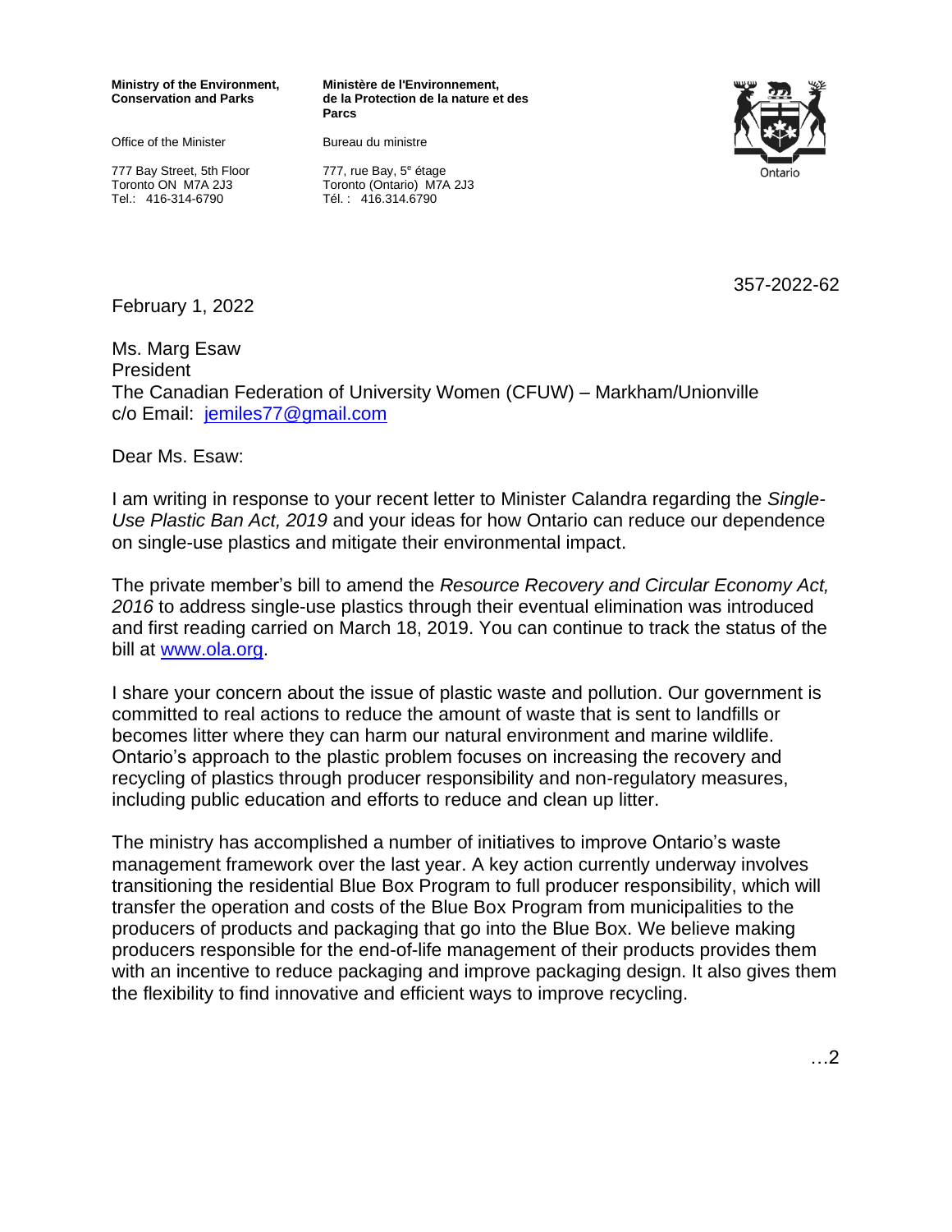**Ministry of the Environment, Conservation and Parks**

Office of the Minister

777 Bay Street, 5th Floor
Toronto ON M7A 2J3
Tel.: 416-314-6790

**Ministère de l'Environnement, de la Protection de la nature et des Parcs**

Bureau du ministre

777, rue Bay, 5e étage
Toronto (Ontario) M7A 2J3
Tél. : 416.314.6790

Ontario

357-2022-62

February 1, 2022

Ms. Marg Esaw
President
The Canadian Federation of University Women (CFUW) – Markham/Unionville
c/o Email: [jemiles77@gmail.com](mailto:jemiles77@gmail.com)

Dear Ms. Esaw:

I am writing in response to your recent letter to Minister Calandra regarding the *Single-Use Plastic Ban Act, 2019* and your ideas for how Ontario can reduce our dependence on single-use plastics and mitigate their environmental impact.

The private member's bill to amend the *Resource Recovery and Circular Economy Act, 2016* to address single-use plastics through their eventual elimination was introduced and first reading carried on March 18, 2019. You can continue to track the status of the bill at [www.ola.org](http://www.ola.org).

I share your concern about the issue of plastic waste and pollution. Our government is committed to real actions to reduce the amount of waste that is sent to landfills or becomes litter where they can harm our natural environment and marine wildlife. Ontario's approach to the plastic problem focuses on increasing the recovery and recycling of plastics through producer responsibility and non-regulatory measures, including public education and efforts to reduce and clean up litter.

The ministry has accomplished a number of initiatives to improve Ontario's waste management framework over the last year. A key action currently underway involves transitioning the residential Blue Box Program to full producer responsibility, which will transfer the operation and costs of the Blue Box Program from municipalities to the producers of products and packaging that go into the Blue Box. We believe making producers responsible for the end-of-life management of their products provides them with an incentive to reduce packaging and improve packaging design. It also gives them the flexibility to find innovative and efficient ways to improve recycling.

…2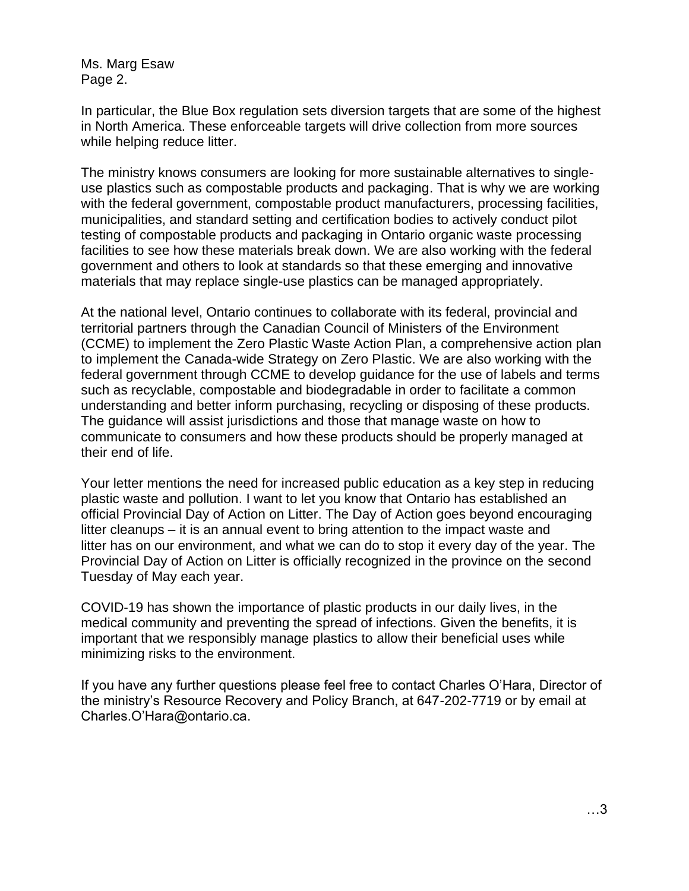In particular, the Blue Box regulation sets diversion targets that are some of the highest in North America. These enforceable targets will drive collection from more sources while helping reduce litter.

The ministry knows consumers are looking for more sustainable alternatives to single-use plastics such as compostable products and packaging. That is why we are working with the federal government, compostable product manufacturers, processing facilities, municipalities, and standard setting and certification bodies to actively conduct pilot testing of compostable products and packaging in Ontario organic waste processing facilities to see how these materials break down. We are also working with the federal government and others to look at standards so that these emerging and innovative materials that may replace single-use plastics can be managed appropriately.

At the national level, Ontario continues to collaborate with its federal, provincial and territorial partners through the Canadian Council of Ministers of the Environment (CCME) to implement the Zero Plastic Waste Action Plan, a comprehensive action plan to implement the Canada-wide Strategy on Zero Plastic. We are also working with the federal government through CCME to develop guidance for the use of labels and terms such as recyclable, compostable and biodegradable in order to facilitate a common understanding and better inform purchasing, recycling or disposing of these products. The guidance will assist jurisdictions and those that manage waste on how to communicate to consumers and how these products should be properly managed at their end of life.

Your letter mentions the need for increased public education as a key step in reducing plastic waste and pollution. I want to let you know that Ontario has established an official Provincial Day of Action on Litter. The Day of Action goes beyond encouraging litter cleanups – it is an annual event to bring attention to the impact waste and litter has on our environment, and what we can do to stop it every day of the year. The Provincial Day of Action on Litter is officially recognized in the province on the second Tuesday of May each year.

COVID-19 has shown the importance of plastic products in our daily lives, in the medical community and preventing the spread of infections. Given the benefits, it is important that we responsibly manage plastics to allow their beneficial uses while minimizing risks to the environment.

If you have any further questions please feel free to contact Charles O'Hara, Director of the ministry's Resource Recovery and Policy Branch, at 647-202-7719 or by email at Charles.O'Hara@ontario.ca.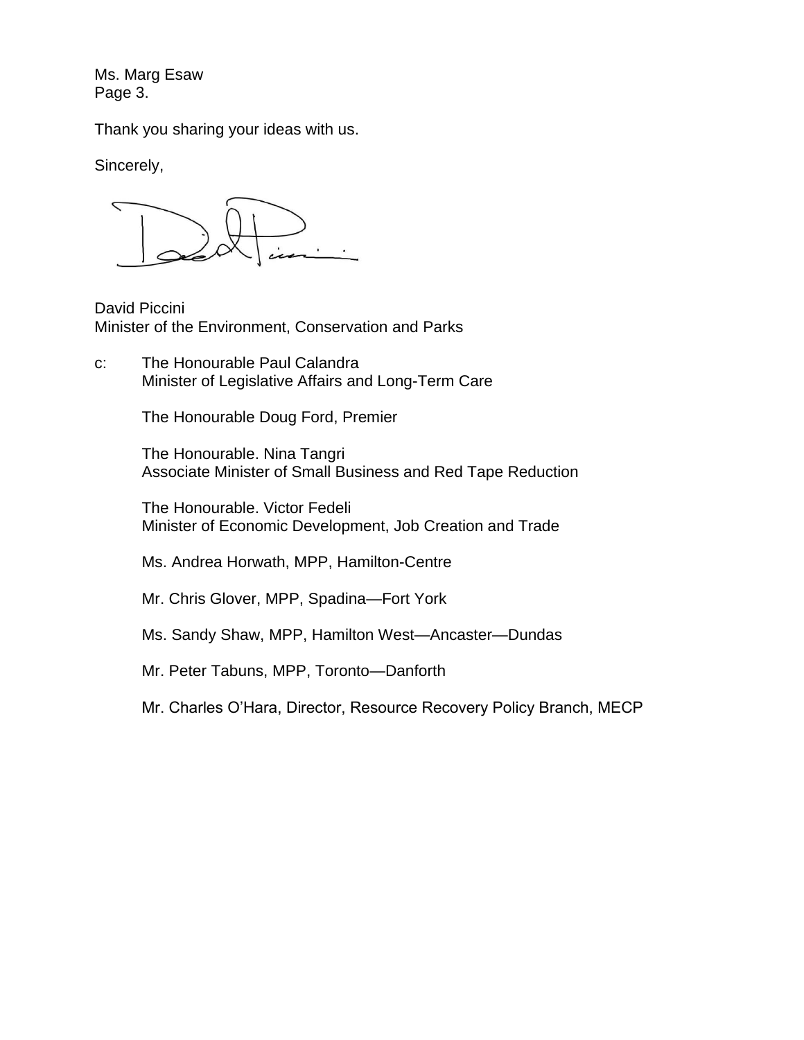Ms. Marg Esaw
Page 3.

Thank you sharing your ideas with us.

Sincerely,

David Piccini
Minister of the Environment, Conservation and Parks

c: The Honourable Paul Calandra
Minister of Legislative Affairs and Long-Term Care

The Honourable Doug Ford, Premier

The Honourable. Nina Tangri
Associate Minister of Small Business and Red Tape Reduction

The Honourable. Victor Fedeli
Minister of Economic Development, Job Creation and Trade

Ms. Andrea Horwath, MPP, Hamilton-Centre

Mr. Chris Glover, MPP, Spadina—Fort York

Ms. Sandy Shaw, MPP, Hamilton West—Ancaster—Dundas

Mr. Peter Tabuns, MPP, Toronto—Danforth

Mr. Charles O'Hara, Director, Resource Recovery Policy Branch, MECP